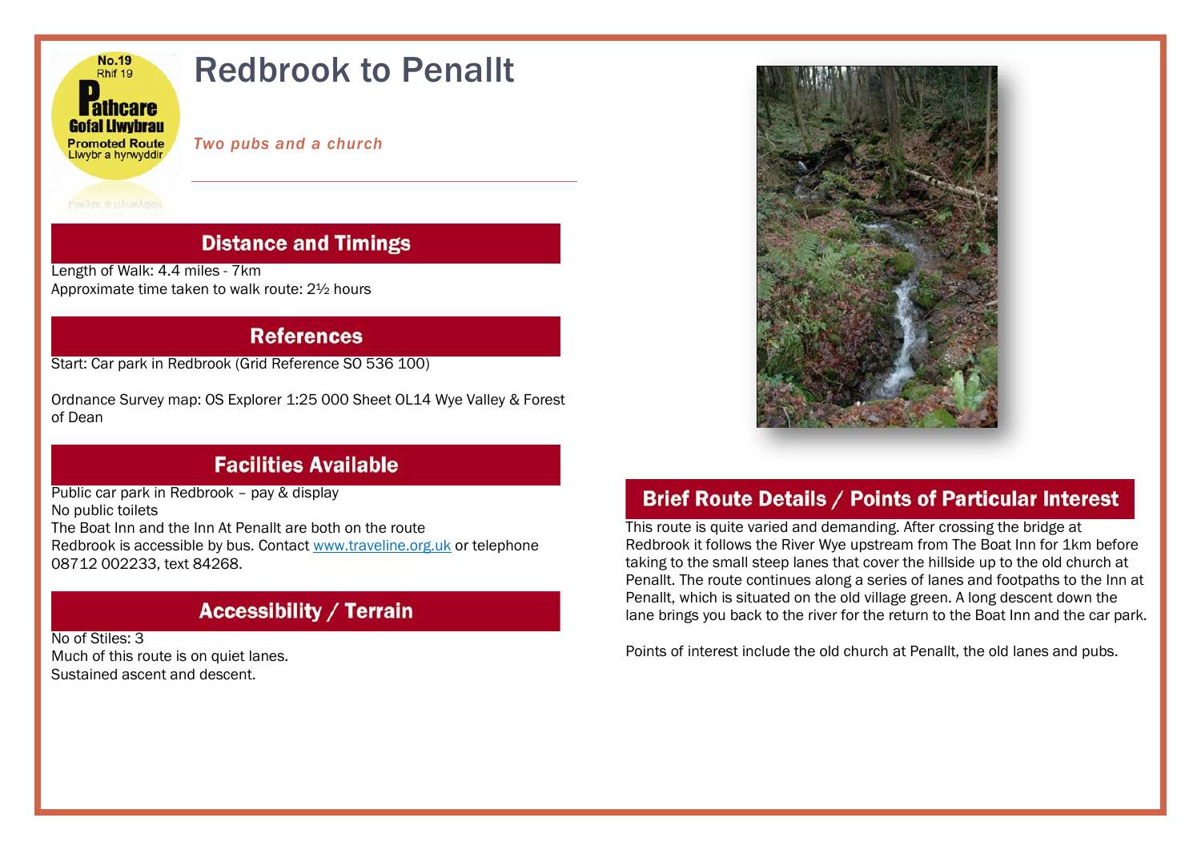No.19
Rhif 19
Pathcare
Gofal Llwybrau
Promoted Route
Llwybr a hyrwyddir

# Redbrook to Penallt

*Two pubs and a church*

## Distance and Timings

Length of Walk: 4.4 miles - 7km
Approximate time taken to walk route: 2½ hours

## References

Start: Car park in Redbrook (Grid Reference SO 536 100)

Ordnance Survey map: OS Explorer 1:25 000 Sheet OL14 Wye Valley & Forest of Dean

## Facilities Available

Public car park in Redbrook – pay & display
No public toilets
The Boat Inn and the Inn At Penallt are both on the route
Redbrook is accessible by bus. Contact www.traveline.org.uk or telephone 08712 002233, text 84268.

## Accessibility / Terrain

No of Stiles: 3
Much of this route is on quiet lanes.
Sustained ascent and descent.

## Brief Route Details / Points of Particular Interest

This route is quite varied and demanding. After crossing the bridge at Redbrook it follows the River Wye upstream from The Boat Inn for 1km before taking to the small steep lanes that cover the hillside up to the old church at Penallt. The route continues along a series of lanes and footpaths to the Inn at Penallt, which is situated on the old village green. A long descent down the lane brings you back to the river for the return to the Boat Inn and the car park.

Points of interest include the old church at Penallt, the old lanes and pubs.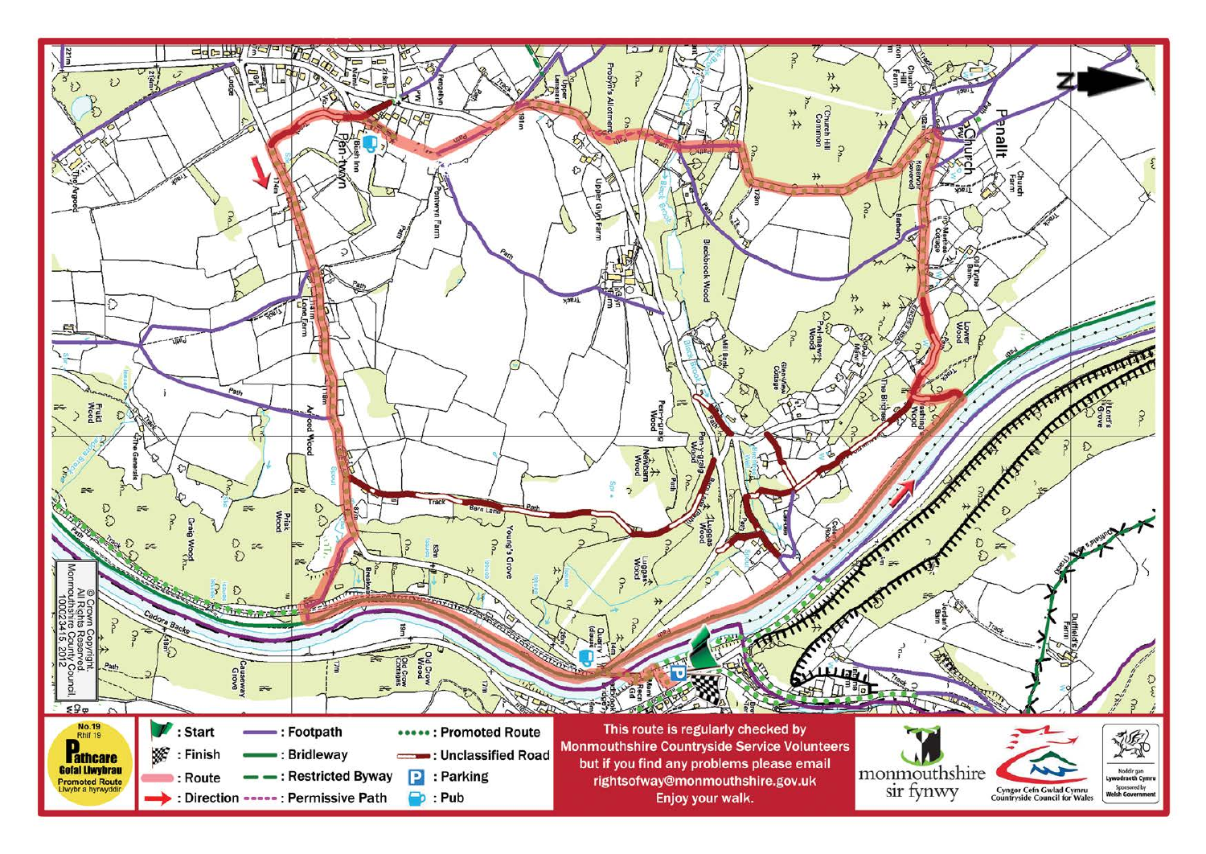© Crown Copyright. All Rights Reserved. Monmouthshire County Council. 100023415. 2012

No.19
Rhif 19

**Pathcare**
Gofal Llwybrau
Promoted Route
Llwybr a hyrwyddir

- : Start
- : Finish
- : Route
- : Direction
- : Footpath
- : Bridleway
- : Restricted Byway
- : Permissive Path
- : Promoted Route
- : Unclassified Road
- : Parking
- : Pub

**This route is regularly checked by Monmouthshire Countryside Service Volunteers but if you find any problems please email rightsofway@monmouthshire.gov.uk Enjoy your walk.**

monmouthshire
sir fynwy

Cyngor Cefn Gwlad Cymru
Countryside Council for Wales

Noddir gan Lywodraeth Cymru
Sponsored by Welsh Government